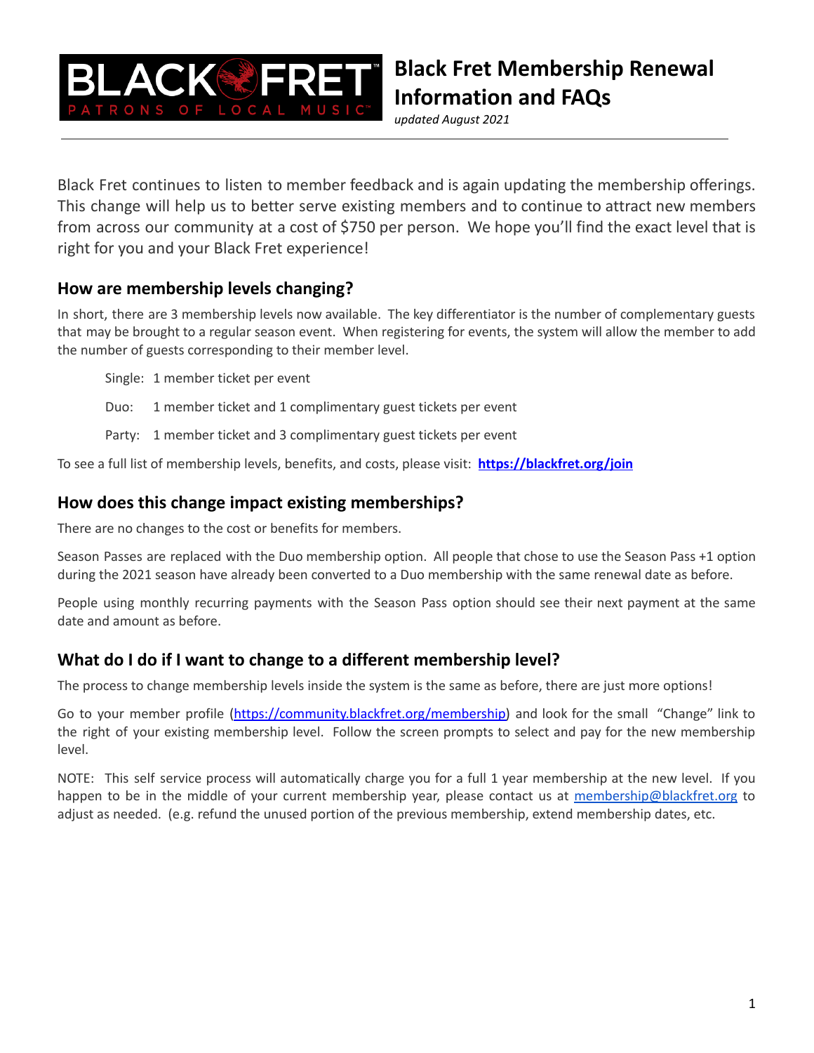# Black Fret Membership Renewal Information and FAQs

*updated August 2021*

Black Fret continues to listen to member feedback and is again updating the membership offerings. This change will help us to better serve existing members and to continue to attract new members from across our community at a cost of $750 per person. We hope you'll find the exact level that is right for you and your Black Fret experience!

## How are membership levels changing?

In short, there are 3 membership levels now available. The key differentiator is the number of complementary guests that may be brought to a regular season event. When registering for events, the system will allow the member to add the number of guests corresponding to their member level.

- Single: 1 member ticket per event
- Duo: 1 member ticket and 1 complimentary guest tickets per event
- Party: 1 member ticket and 3 complimentary guest tickets per event

To see a full list of membership levels, benefits, and costs, please visit: **[https://blackfret.org/join](https://blackfret.org/join)**

## How does this change impact existing memberships?

There are no changes to the cost or benefits for members.

Season Passes are replaced with the Duo membership option. All people that chose to use the Season Pass +1 option during the 2021 season have already been converted to a Duo membership with the same renewal date as before.

People using monthly recurring payments with the Season Pass option should see their next payment at the same date and amount as before.

## What do I do if I want to change to a different membership level?

The process to change membership levels inside the system is the same as before, there are just more options!

Go to your member profile ([https://community.blackfret.org/membership](https://community.blackfret.org/membership)) and look for the small "Change" link to the right of your existing membership level. Follow the screen prompts to select and pay for the new membership level.

NOTE: This self service process will automatically charge you for a full 1 year membership at the new level. If you happen to be in the middle of your current membership year, please contact us at [membership@blackfret.org](mailto:membership@blackfret.org) to adjust as needed. (e.g. refund the unused portion of the previous membership, extend membership dates, etc.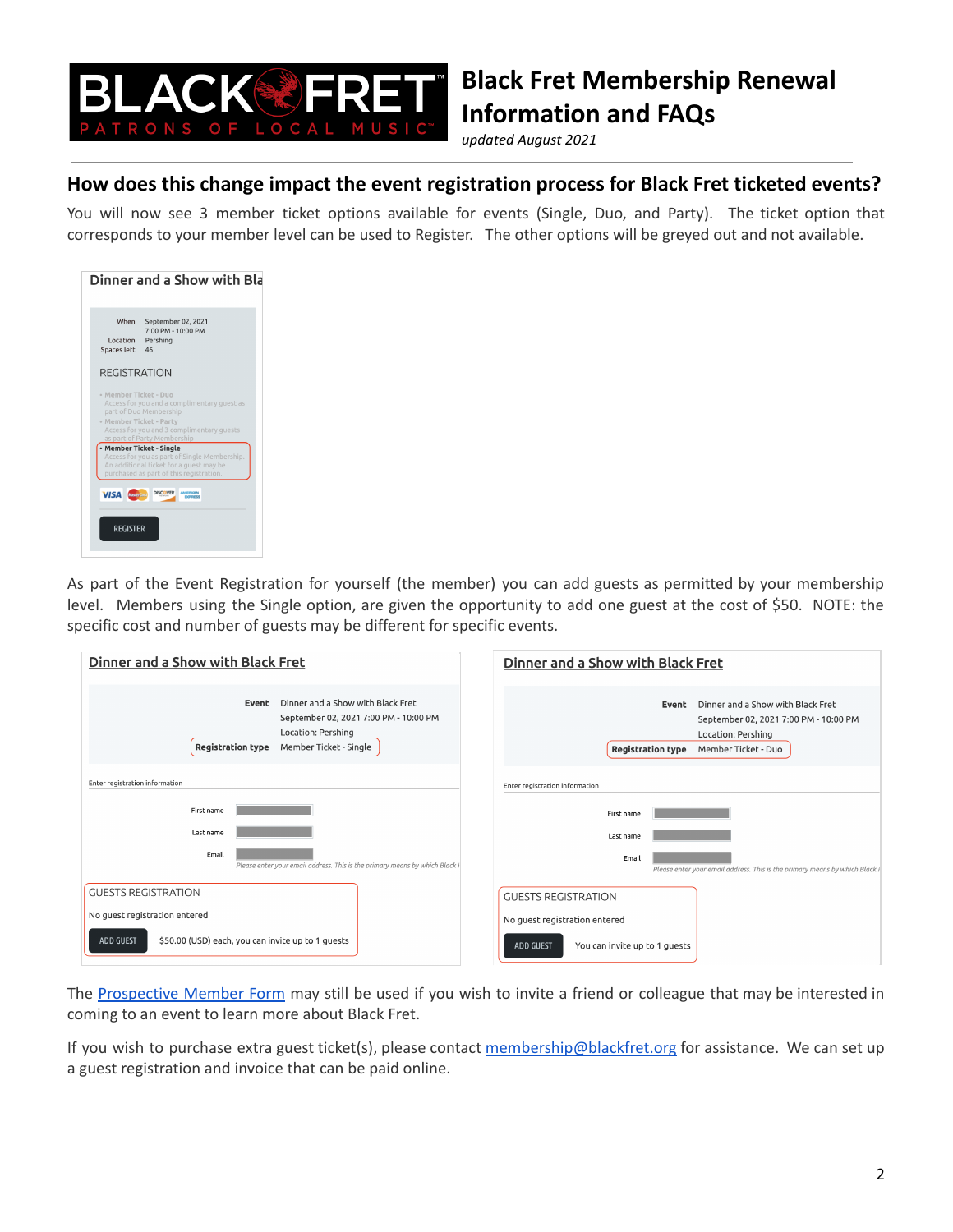# Black Fret Membership Renewal Information and FAQs

*updated August 2021*

## How does this change impact the event registration process for Black Fret ticketed events?

You will now see 3 member ticket options available for events (Single, Duo, and Party). The ticket option that corresponds to your member level can be used to Register. The other options will be greyed out and not available.

As part of the Event Registration for yourself (the member) you can add guests as permitted by your membership level. Members using the Single option, are given the opportunity to add one guest at the cost of $50. NOTE: the specific cost and number of guests may be different for specific events.

The [Prospective Member Form](#) may still be used if you wish to invite a friend or colleague that may be interested in coming to an event to learn more about Black Fret.

If you wish to purchase extra guest ticket(s), please contact [membership@blackfret.org](mailto:membership@blackfret.org) for assistance. We can set up a guest registration and invoice that can be paid online.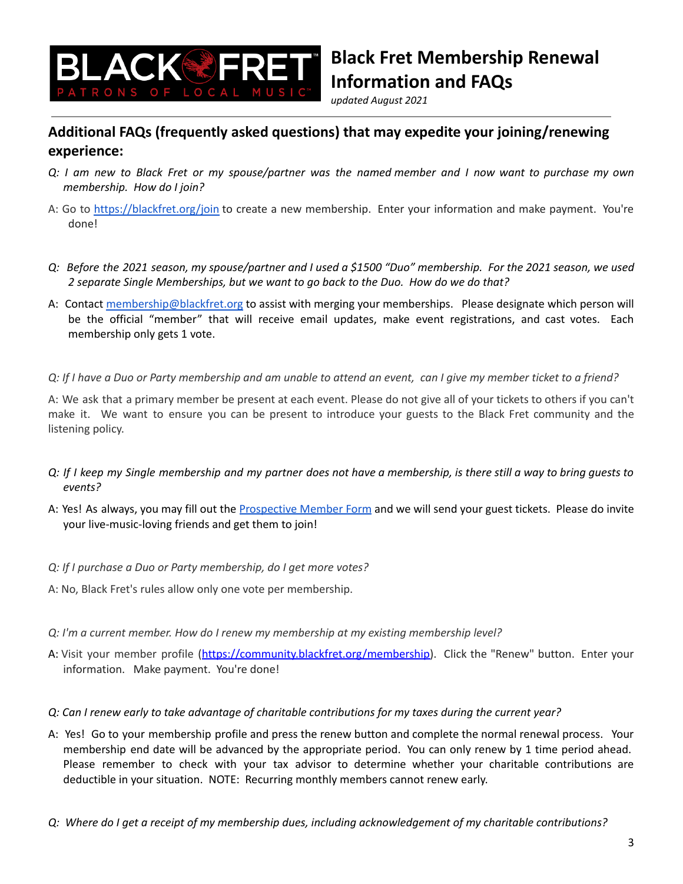## Additional FAQs (frequently asked questions) that may expedite your joining/renewing experience:

*Q: I am new to Black Fret or my spouse/partner was the named member and I now want to purchase my own membership. How do I join?*

A: Go to [https://blackfret.org/join](https://blackfret.org/join) to create a new membership. Enter your information and make payment. You're done!

*Q: Before the 2021 season, my spouse/partner and I used a $1500 "Duo" membership. For the 2021 season, we used 2 separate Single Memberships, but we want to go back to the Duo. How do we do that?*

A: Contact [membership@blackfret.org](mailto:membership@blackfret.org) to assist with merging your memberships. Please designate which person will be the official "member" that will receive email updates, make event registrations, and cast votes. Each membership only gets 1 vote.

*Q: If I have a Duo or Party membership and am unable to attend an event, can I give my member ticket to a friend?*

A: We ask that a primary member be present at each event. Please do not give all of your tickets to others if you can't make it. We want to ensure you can be present to introduce your guests to the Black Fret community and the listening policy.

*Q: If I keep my Single membership and my partner does not have a membership, is there still a way to bring guests to events?*

A: Yes! As always, you may fill out the Prospective Member Form and we will send your guest tickets. Please do invite your live-music-loving friends and get them to join!

*Q: If I purchase a Duo or Party membership, do I get more votes?*

A: No, Black Fret's rules allow only one vote per membership.

*Q: I'm a current member. How do I renew my membership at my existing membership level?*

A: Visit your member profile ([https://community.blackfret.org/membership](https://community.blackfret.org/membership)). Click the "Renew" button. Enter your information. Make payment. You're done!

*Q: Can I renew early to take advantage of charitable contributions for my taxes during the current year?*

A: Yes! Go to your membership profile and press the renew button and complete the normal renewal process. Your membership end date will be advanced by the appropriate period. You can only renew by 1 time period ahead. Please remember to check with your tax advisor to determine whether your charitable contributions are deductible in your situation. NOTE: Recurring monthly members cannot renew early.

*Q: Where do I get a receipt of my membership dues, including acknowledgement of my charitable contributions?*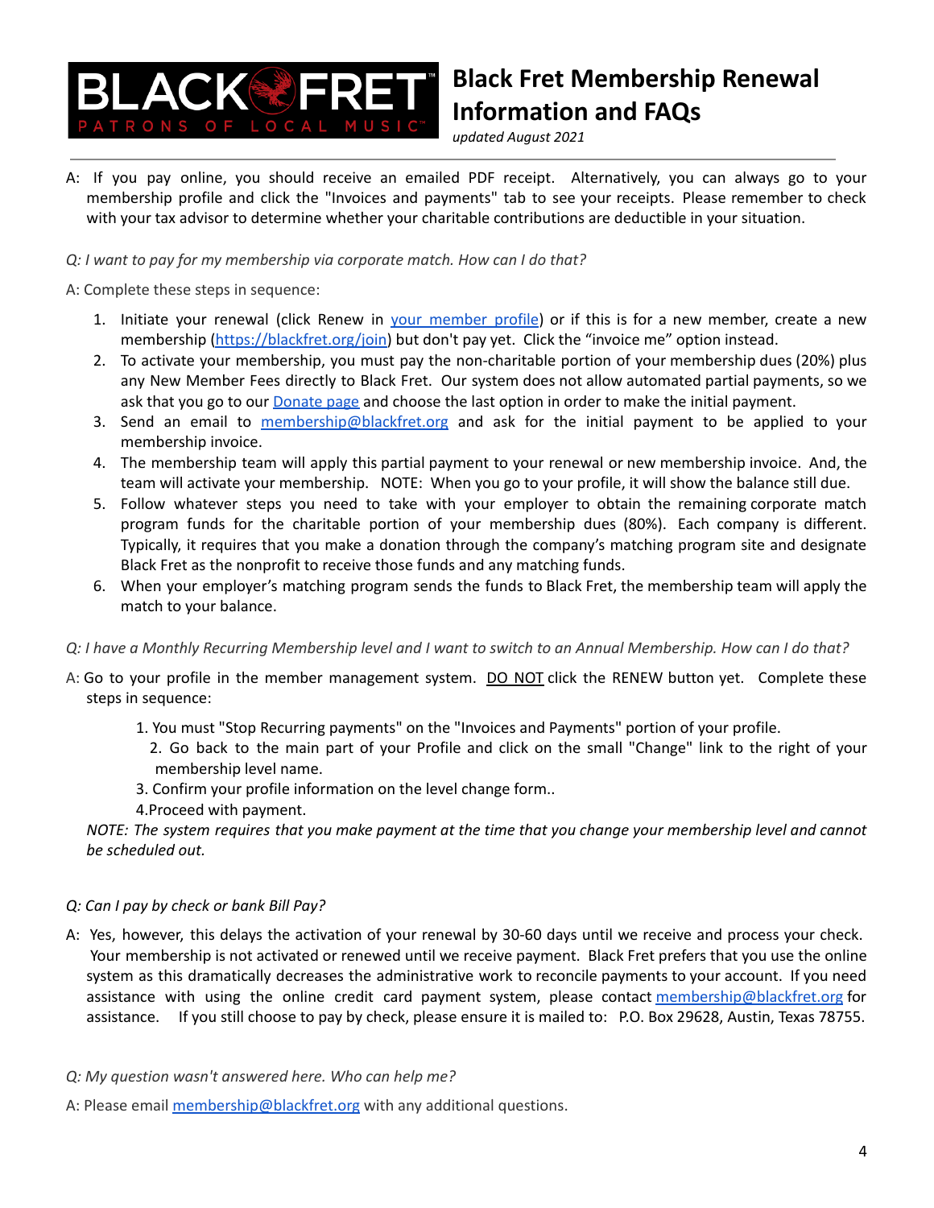A: If you pay online, you should receive an emailed PDF receipt. Alternatively, you can always go to your membership profile and click the "Invoices and payments" tab to see your receipts. Please remember to check with your tax advisor to determine whether your charitable contributions are deductible in your situation.

*Q: I want to pay for my membership via corporate match. How can I do that?*

A: Complete these steps in sequence:

1. Initiate your renewal (click Renew in [your member profile]) or if this is for a new member, create a new membership (https://blackfret.org/join) but don't pay yet. Click the "invoice me" option instead.
2. To activate your membership, you must pay the non-charitable portion of your membership dues (20%) plus any New Member Fees directly to Black Fret. Our system does not allow automated partial payments, so we ask that you go to our [Donate page] and choose the last option in order to make the initial payment.
3. Send an email to membership@blackfret.org and ask for the initial payment to be applied to your membership invoice.
4. The membership team will apply this partial payment to your renewal or new membership invoice. And, the team will activate your membership. NOTE: When you go to your profile, it will show the balance still due.
5. Follow whatever steps you need to take with your employer to obtain the remaining corporate match program funds for the charitable portion of your membership dues (80%). Each company is different. Typically, it requires that you make a donation through the company's matching program site and designate Black Fret as the nonprofit to receive those funds and any matching funds.
6. When your employer's matching program sends the funds to Black Fret, the membership team will apply the match to your balance.

*Q: I have a Monthly Recurring Membership level and I want to switch to an Annual Membership. How can I do that?*

A: Go to your profile in the member management system. <u>DO NOT</u> click the RENEW button yet. Complete these steps in sequence:

1. You must "Stop Recurring payments" on the "Invoices and Payments" portion of your profile.
2. Go back to the main part of your Profile and click on the small "Change" link to the right of your membership level name.
3. Confirm your profile information on the level change form..
4. Proceed with payment.

*NOTE: The system requires that you make payment at the time that you change your membership level and cannot be scheduled out.*

*Q: Can I pay by check or bank Bill Pay?*

A: Yes, however, this delays the activation of your renewal by 30-60 days until we receive and process your check. Your membership is not activated or renewed until we receive payment. Black Fret prefers that you use the online system as this dramatically decreases the administrative work to reconcile payments to your account. If you need assistance with using the online credit card payment system, please contact membership@blackfret.org for assistance. If you still choose to pay by check, please ensure it is mailed to: P.O. Box 29628, Austin, Texas 78755.

*Q: My question wasn't answered here. Who can help me?*

A: Please email membership@blackfret.org with any additional questions.